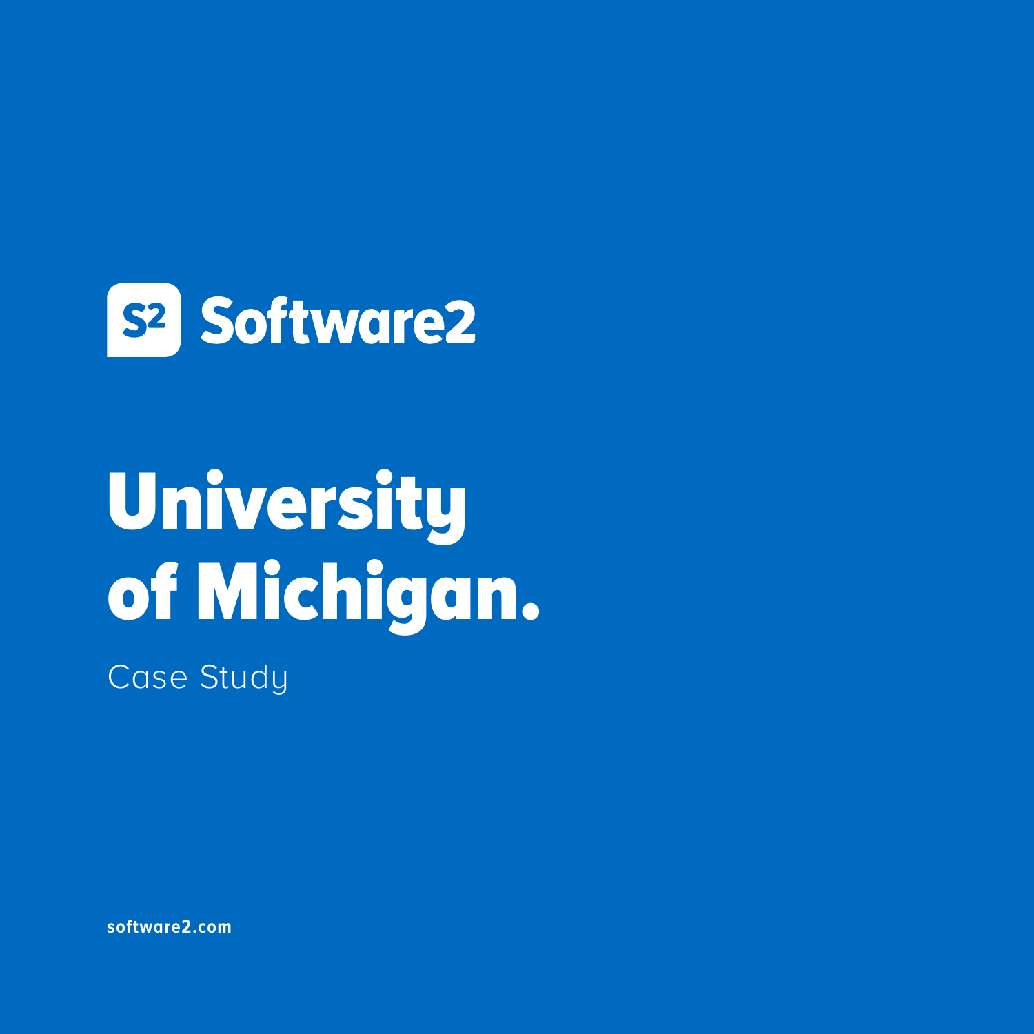Software2

# University of Michigan.

Case Study

**software2.com**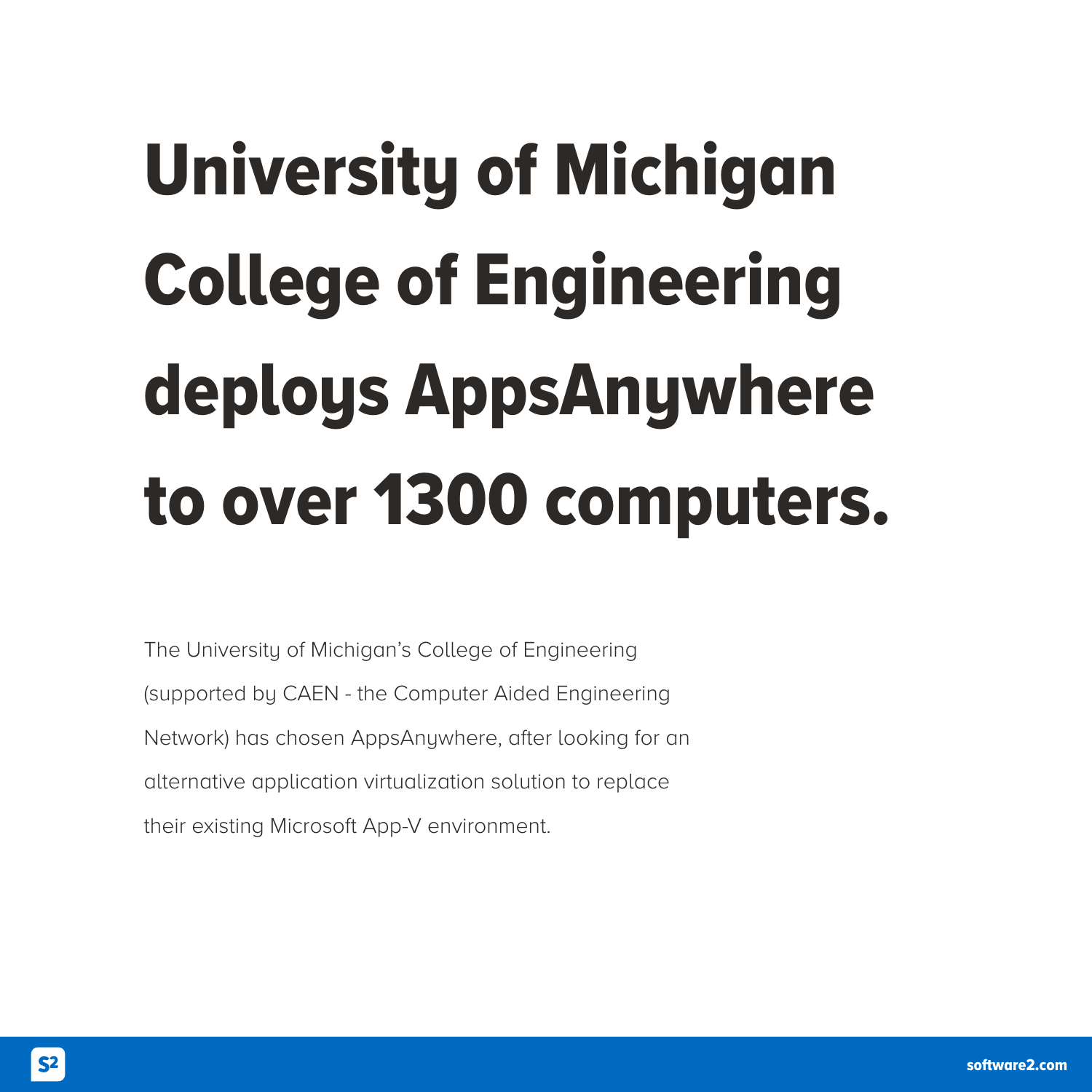# University of Michigan College of Engineering deploys AppsAnywhere to over 1300 computers.

The University of Michigan's College of Engineering (supported by CAEN - the Computer Aided Engineering Network) has chosen AppsAnywhere, after looking for an alternative application virtualization solution to replace their existing Microsoft App-V environment.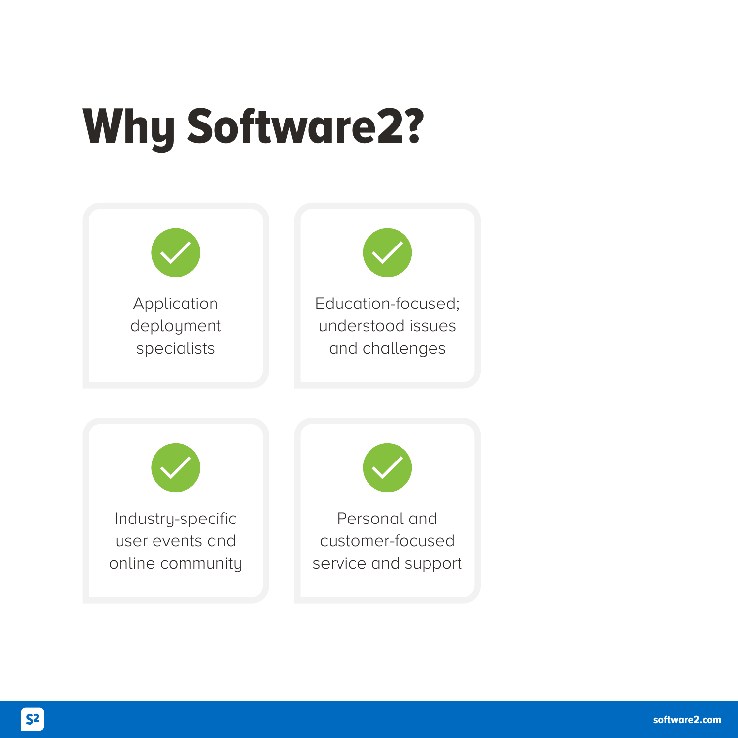# Why Software2?

- Application deployment specialists
- Education-focused; understood issues and challenges
- Industry-specific user events and online community
- Personal and customer-focused service and support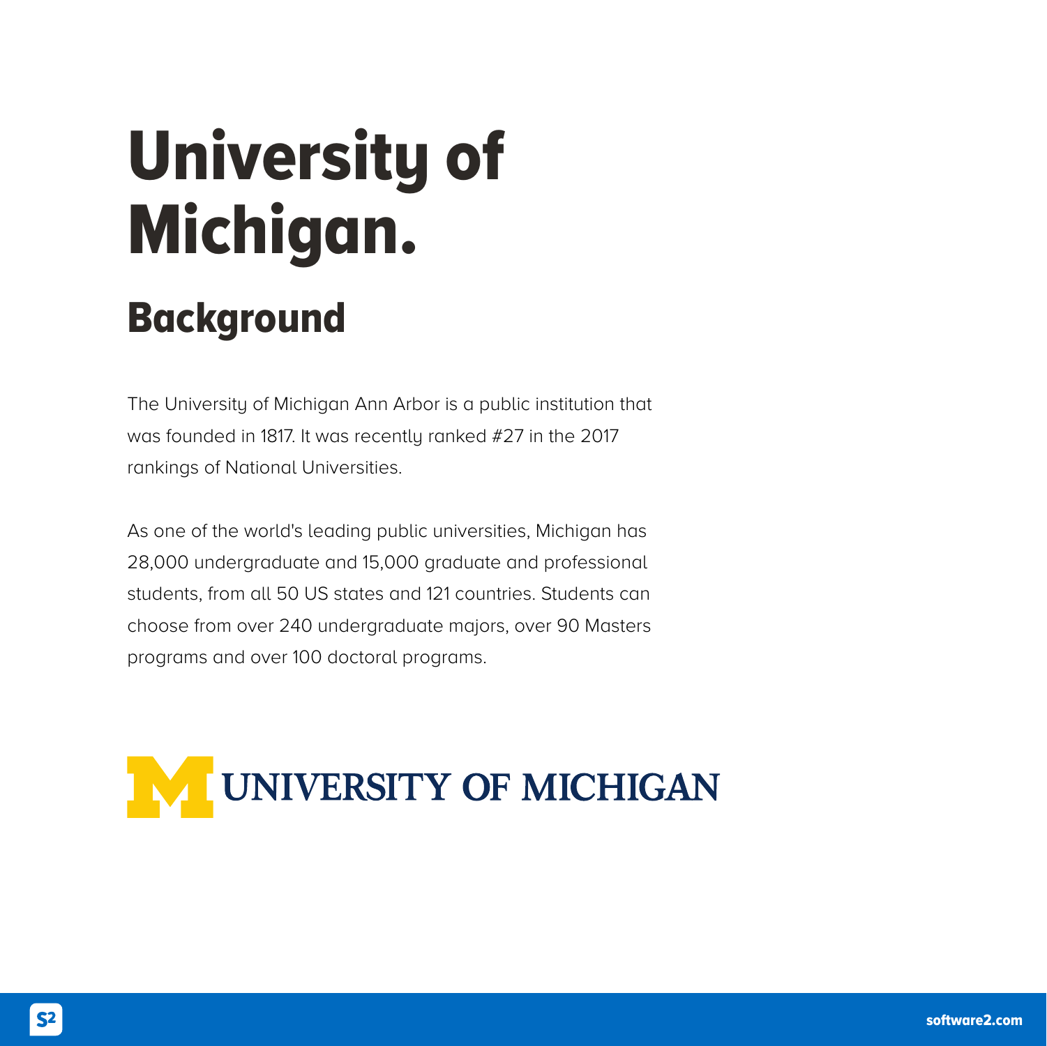# University of Michigan.

## Background

The University of Michigan Ann Arbor is a public institution that was founded in 1817. It was recently ranked #27 in the 2017 rankings of National Universities.

As one of the world's leading public universities, Michigan has 28,000 undergraduate and 15,000 graduate and professional students, from all 50 US states and 121 countries. Students can choose from over 240 undergraduate majors, over 90 Masters programs and over 100 doctoral programs.

UNIVERSITY OF MICHIGAN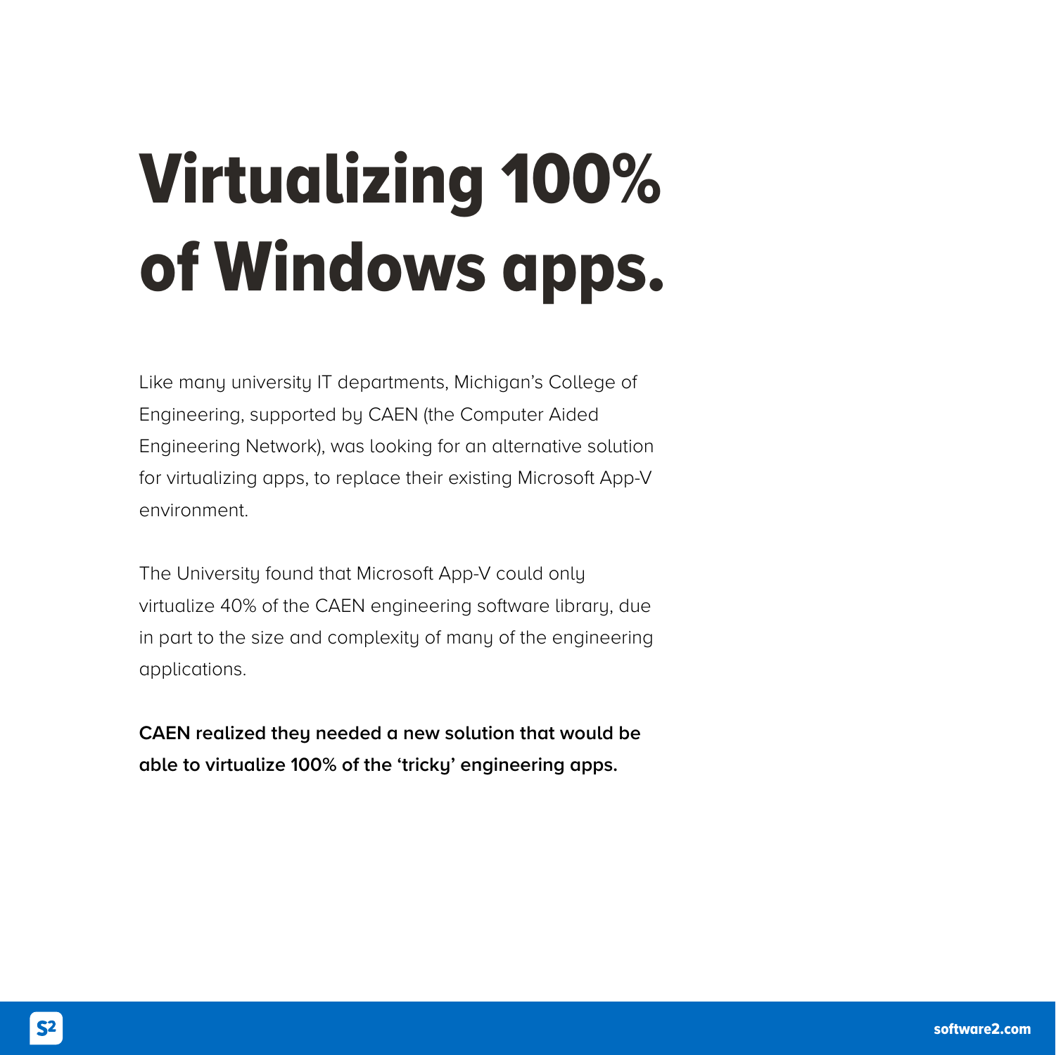# Virtualizing 100% of Windows apps.

Like many university IT departments, Michigan's College of Engineering, supported by CAEN (the Computer Aided Engineering Network), was looking for an alternative solution for virtualizing apps, to replace their existing Microsoft App-V environment.

The University found that Microsoft App-V could only virtualize 40% of the CAEN engineering software library, due in part to the size and complexity of many of the engineering applications.

**CAEN realized they needed a new solution that would be able to virtualize 100% of the 'tricky' engineering apps.**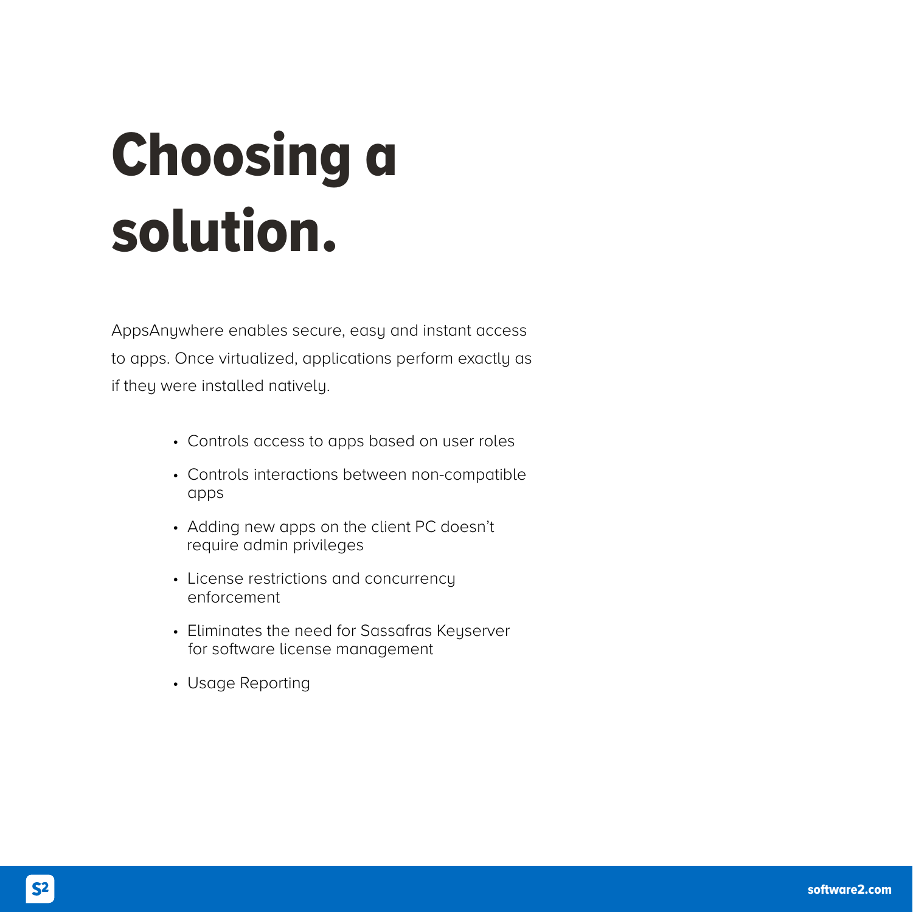# Choosing a solution.

AppsAnywhere enables secure, easy and instant access to apps. Once virtualized, applications perform exactly as if they were installed natively.

- Controls access to apps based on user roles
- Controls interactions between non-compatible apps
- Adding new apps on the client PC doesn't require admin privileges
- License restrictions and concurrency enforcement
- Eliminates the need for Sassafras Keyserver for software license management
- Usage Reporting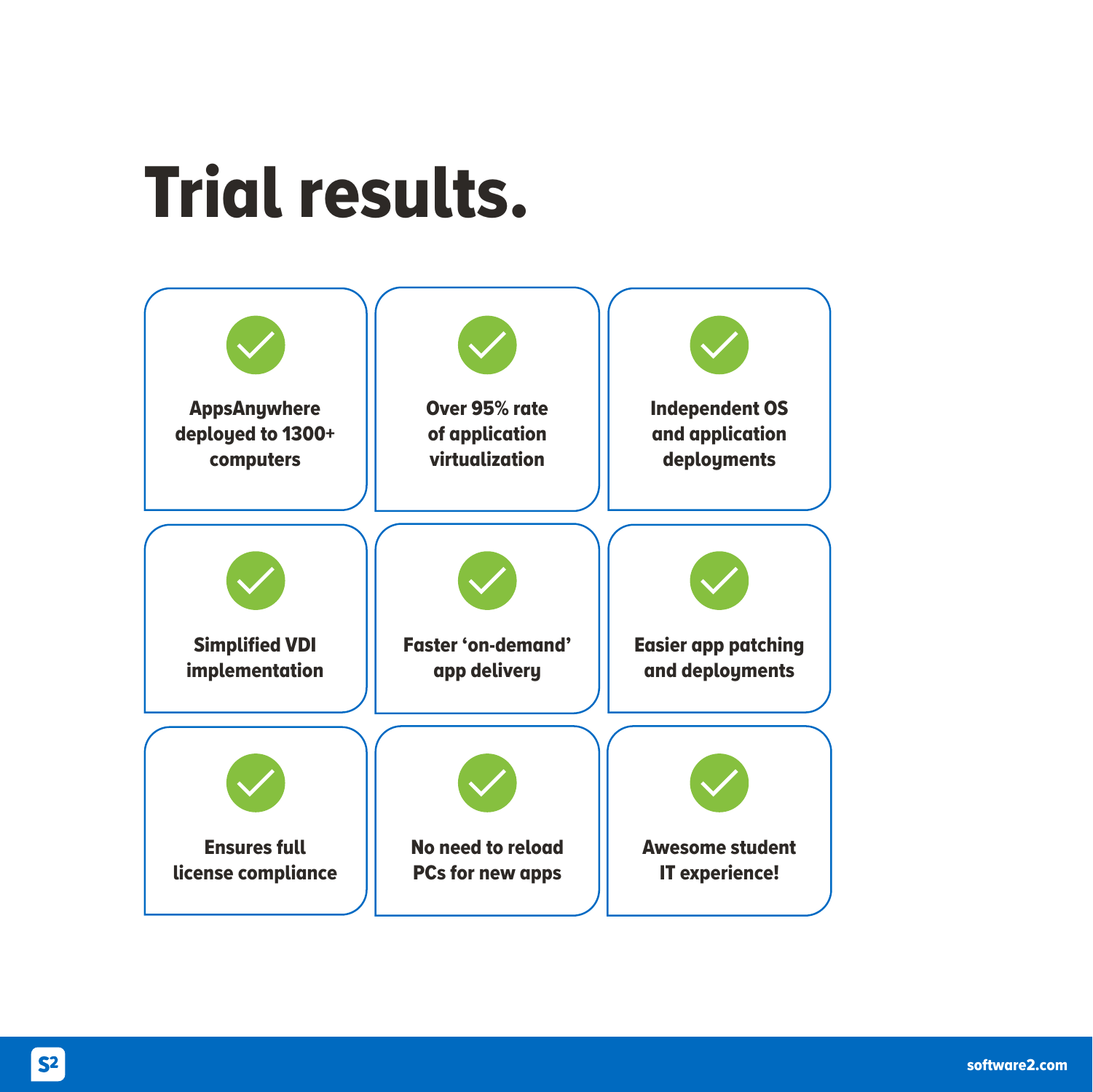# Trial results.

- AppsAnywhere deployed to 1300+ computers
- Over 95% rate of application virtualization
- Independent OS and application deployments
- Simplified VDI implementation
- Faster 'on-demand' app delivery
- Easier app patching and deployments
- Ensures full license compliance
- No need to reload PCs for new apps
- Awesome student IT experience!

software2.com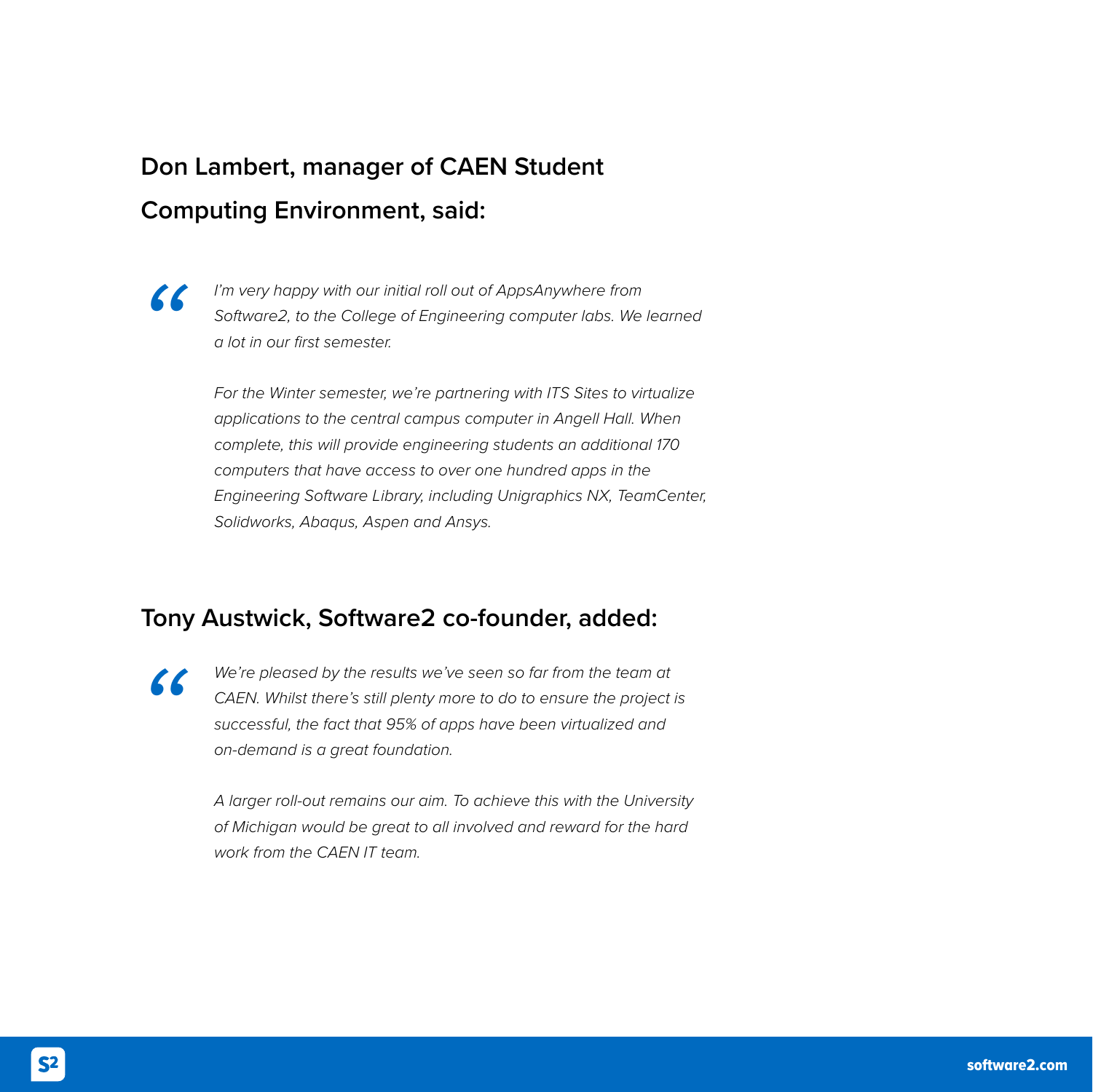**Don Lambert, manager of CAEN Student Computing Environment, said:**

> *I'm very happy with our initial roll out of AppsAnywhere from Software2, to the College of Engineering computer labs. We learned a lot in our first semester.*
>
> *For the Winter semester, we're partnering with ITS Sites to virtualize applications to the central campus computer in Angell Hall. When complete, this will provide engineering students an additional 170 computers that have access to over one hundred apps in the Engineering Software Library, including Unigraphics NX, TeamCenter, Solidworks, Abaqus, Aspen and Ansys.*

**Tony Austwick, Software2 co-founder, added:**

> *We're pleased by the results we've seen so far from the team at CAEN. Whilst there's still plenty more to do to ensure the project is successful, the fact that 95% of apps have been virtualized and on-demand is a great foundation.*
>
> *A larger roll-out remains our aim. To achieve this with the University of Michigan would be great to all involved and reward for the hard work from the CAEN IT team.*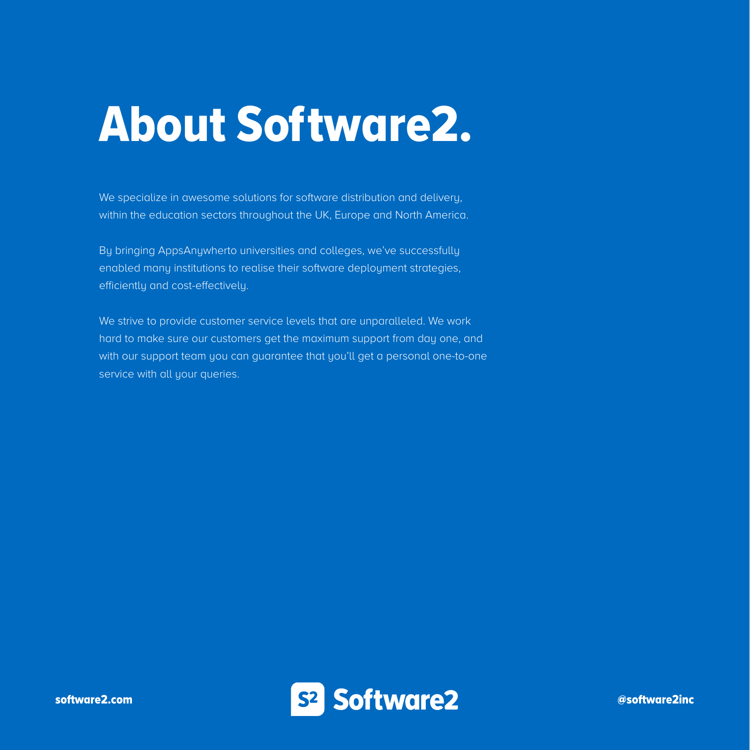# About Software2.

We specialize in awesome solutions for software distribution and delivery, within the education sectors throughout the UK, Europe and North America.

By bringing AppsAnywherto universities and colleges, we've successfully enabled many institutions to realise their software deployment strategies, efficiently and cost-effectively.

We strive to provide customer service levels that are unparalleled. We work hard to make sure our customers get the maximum support from day one, and with our support team you can guarantee that you'll get a personal one-to-one service with all your queries.

**software2.com** | **Software2** | **@software2inc**